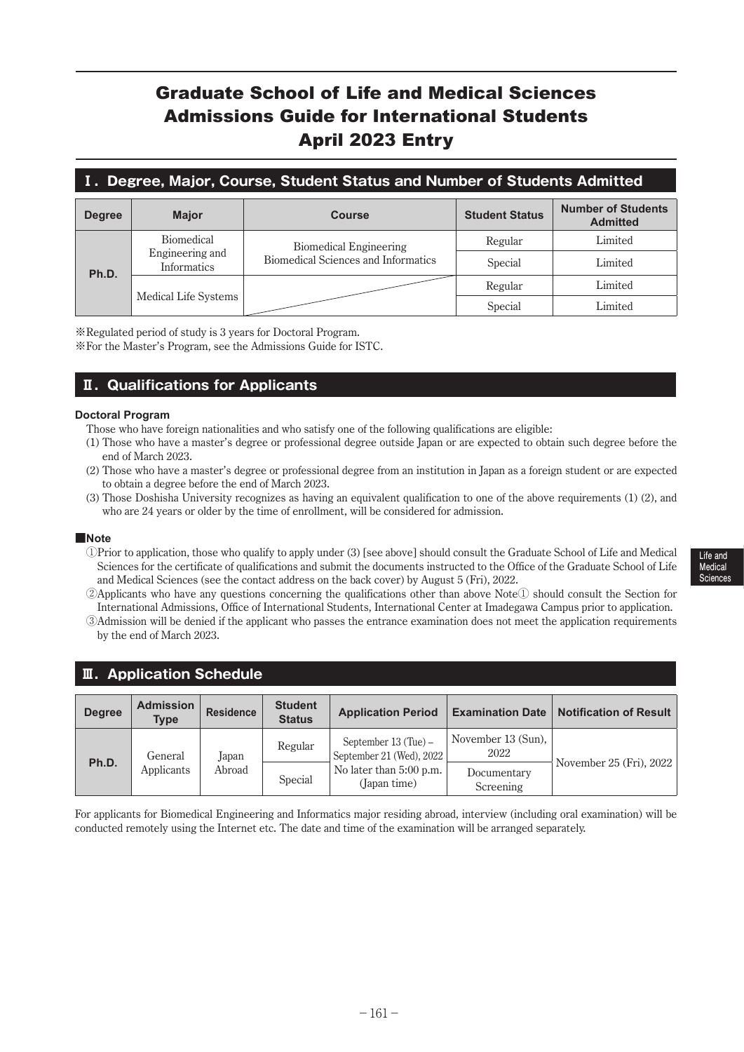# Graduate School of Life and Medical Sciences Admissions Guide for International Students April 2023 Entry

## Ⅰ. Degree, Major, Course, Student Status and Number of Students Admitted

| Degree | Major | Course | Student Status | Number of Students Admitted |
|---|---|---|---|---|
| Ph.D. | Biomedical Engineering and Informatics | Biomedical Engineering<br>Biomedical Sciences and Informatics | Regular | Limited |
| | | | Special | Limited |
| | Medical Life Systems | | Regular | Limited |
| | | | Special | Limited |

※Regulated period of study is 3 years for Doctoral Program.
※For the Master's Program, see the Admissions Guide for ISTC.

## Ⅱ. Qualifications for Applicants

**Doctoral Program**

Those who have foreign nationalities and who satisfy one of the following qualifications are eligible:

(1) Those who have a master's degree or professional degree outside Japan or are expected to obtain such degree before the end of March 2023.
(2) Those who have a master's degree or professional degree from an institution in Japan as a foreign student or are expected to obtain a degree before the end of March 2023.
(3) Those Doshisha University recognizes as having an equivalent qualification to one of the above requirements (1) (2), and who are 24 years or older by the time of enrollment, will be considered for admission.

**■Note**

①Prior to application, those who qualify to apply under (3) [see above] should consult the Graduate School of Life and Medical Sciences for the certificate of qualifications and submit the documents instructed to the Office of the Graduate School of Life and Medical Sciences (see the contact address on the back cover) by August 5 (Fri), 2022.
②Applicants who have any questions concerning the qualifications other than above Note① should consult the Section for International Admissions, Office of International Students, International Center at Imadegawa Campus prior to application.
③Admission will be denied if the applicant who passes the entrance examination does not meet the application requirements by the end of March 2023.

## Ⅲ. Application Schedule

| Degree | Admission Type | Residence | Student Status | Application Period | Examination Date | Notification of Result |
|---|---|---|---|---|---|---|
| Ph.D. | General Applicants | Japan<br>Abroad | Regular | September 13 (Tue) – September 21 (Wed), 2022<br>No later than 5:00 p.m. (Japan time) | November 13 (Sun), 2022 | November 25 (Fri), 2022 |
| | | | Special | | Documentary Screening | |

For applicants for Biomedical Engineering and Informatics major residing abroad, interview (including oral examination) will be conducted remotely using the Internet etc. The date and time of the examination will be arranged separately.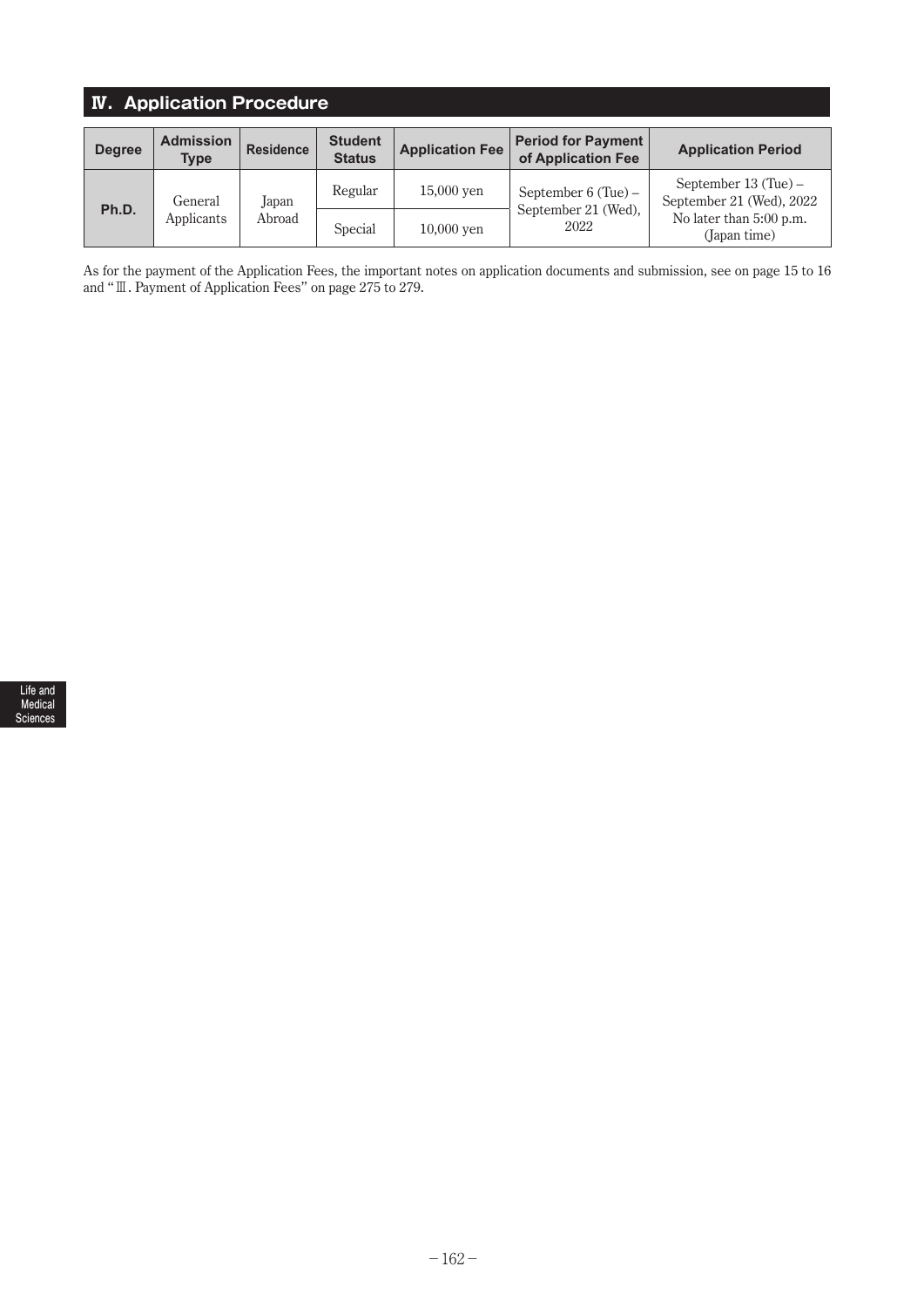## Ⅳ. Application Procedure

| Degree | Admission Type | Residence | Student Status | Application Fee | Period for Payment of Application Fee | Application Period |
|---|---|---|---|---|---|---|
| Ph.D. | General Applicants | Japan Abroad | Regular | 15,000 yen | September 6 (Tue) – September 21 (Wed), 2022 | September 13 (Tue) – September 21 (Wed), 2022 No later than 5:00 p.m. (Japan time) |
| | | | Special | 10,000 yen | | |

As for the payment of the Application Fees, the important notes on application documents and submission, see on page 15 to 16 and "Ⅲ. Payment of Application Fees" on page 275 to 279.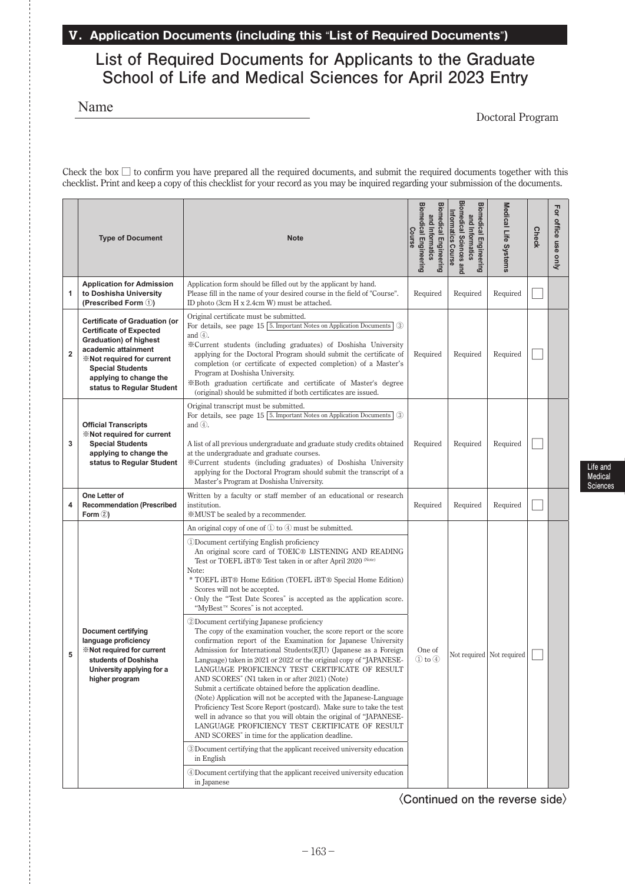## V. Application Documents (including this "List of Required Documents")

# List of Required Documents for Applicants to the Graduate School of Life and Medical Sciences for April 2023 Entry

Name ______________________

Doctoral Program

Check the box □ to confirm you have prepared all the required documents, and submit the required documents together with this checklist. Print and keep a copy of this checklist for your record as you may be inquired regarding your submission of the documents.

| | Type of Document | Note | Biomedical Engineering and Informatics Biomedical Engineering Course | Biomedical Engineering and Informatics Biomedical Sciences and Informatics Course | Medical Life Systems | Check | For office use only |
|---|---|---|---|---|---|---|---|
| 1 | **Application for Admission to Doshisha University (Prescribed Form ①)** | Application form should be filled out by the applicant by hand.<br>Please fill in the name of your desired course in the field of "Course".<br>ID photo (3cm H x 2.4cm W) must be attached. | Required | Required | Required | □ | |
| 2 | **Certificate of Graduation (or Certificate of Expected Graduation) of highest academic attainment**<br>**※Not required for current Special Students applying to change the status to Regular Student** | Original certificate must be submitted.<br>For details, see page 15 [5. Important Notes on Application Documents] ③ and ④.<br>※Current students (including graduates) of Doshisha University applying for the Doctoral Program should submit the certificate of completion (or certificate of expected completion) of a Master's Program at Doshisha University.<br>※Both graduation certificate and certificate of Master's degree (original) should be submitted if both certificates are issued. | Required | Required | Required | □ | |
| 3 | **Official Transcripts**<br>**※Not required for current Special Students applying to change the status to Regular Student** | Original transcript must be submitted.<br>For details, see page 15 [5. Important Notes on Application Documents] ③ and ④.<br><br>A list of all previous undergraduate and graduate study credits obtained at the undergraduate and graduate courses.<br>※Current students (including graduates) of Doshisha University applying for the Doctoral Program should submit the transcript of a Master's Program at Doshisha University. | Required | Required | Required | □ | |
| 4 | **One Letter of Recommendation (Prescribed Form ②)** | Written by a faculty or staff member of an educational or research institution.<br>※MUST be sealed by a recommender. | Required | Required | Required | □ | |
| 5 | **Document certifying language proficiency**<br>**※Not required for current students of Doshisha University applying for a higher program** | An original copy of one of ① to ④ must be submitted.<br><br>①Document certifying English proficiency<br>An original score card of TOEIC® LISTENING AND READING Test or TOEFL iBT® Test taken in or after April 2020 (Note)<br>Note:<br>* TOEFL iBT® Home Edition (TOEFL iBT® Special Home Edition) Scores will not be accepted.<br>· Only the "Test Date Scores" is accepted as the application score. "MyBest™ Scores" is not accepted.<br><br>②Document certifying Japanese proficiency<br>The copy of the examination voucher, the score report or the score confirmation report of the Examination for Japanese University Admission for International Students(EJU) (Japanese as a Foreign Language) taken in 2021 or 2022 or the original copy of "JAPANESE-LANGUAGE PROFICIENCY TEST CERTIFICATE OF RESULT AND SCORES" (N1 taken in or after 2021) (Note)<br>Submit a certificate obtained before the application deadline.<br>(Note) Application will not be accepted with the Japanese-Language Proficiency Test Score Report (postcard). Make sure to take the test well in advance so that you will obtain the original of "JAPANESE-LANGUAGE PROFICIENCY TEST CERTIFICATE OF RESULT AND SCORES" in time for the application deadline.<br><br>③Document certifying that the applicant received university education in English<br><br>④Document certifying that the applicant received university education in Japanese | One of ① to ④ | Not required | Not required | □ | |

〈Continued on the reverse side〉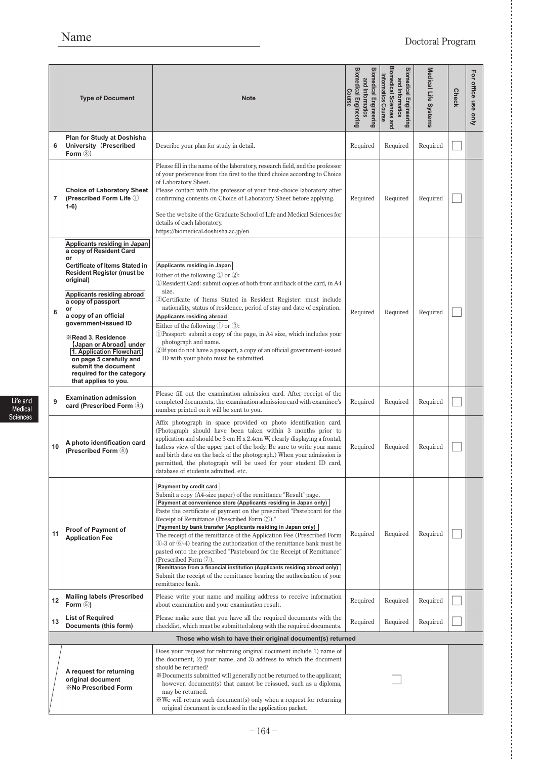Name　　　　　　　　　　　　　　　　　　　　　　　　　　　　　　　　Doctoral Program

| | Type of Document | Note | Biomedical Engineering and Informatics Biomedical Engineering Course | Biomedical Engineering and Informatics Biomedical Sciences and Informatics Course | Medical Life Systems | Check | For office use only |
|---|---|---|---|---|---|---|---|
| 6 | **Plan for Study at Doshisha University (Prescribed Form ③)** | Describe your plan for study in detail. | Required | Required | Required | ☐ | |
| 7 | **Choice of Laboratory Sheet (Prescribed Form Life ① 1-6)** | Please fill in the name of the laboratory, research field, and the professor of your preference from the first to the third choice according to Choice of Laboratory Sheet.<br>Please contact with the professor of your first-choice laboratory after confirming contents on Choice of Laboratory Sheet before applying.<br><br>See the website of the Graduate School of Life and Medical Sciences for details of each laboratory.<br>https://biomedical.doshisha.ac.jp/en | Required | Required | Required | ☐ | |
| 8 | **Applicants residing in Japan**<br>**a copy of Resident Card or Certificate of Items Stated in Resident Register (must be original)**<br><br>**Applicants residing abroad**<br>**a copy of passport or a copy of an official government-issued ID**<br><br>**※Read 3. Residence【Japan or Abroad】under 1. Application Flowchart on page 5 carefully and submit the document required for the category that applies to you.** | **Applicants residing in Japan**<br>Either of the following ① or ②:<br>①Resident Card: submit copies of both front and back of the card, in A4 size.<br>②Certificate of Items Stated in Resident Register: must include nationality, status of residence, period of stay and date of expiration.<br>**Applicants residing abroad**<br>Either of the following ① or ②:<br>①Passport: submit a copy of the page, in A4 size, which includes your photograph and name.<br>②If you do not have a passport, a copy of an official government-issued ID with your photo must be submitted. | Required | Required | Required | ☐ | |
| 9 | **Examination admission card (Prescribed Form ④)** | Please fill out the examination admission card. After receipt of the completed documents, the examination admission card with examinee's number printed on it will be sent to you. | Required | Required | Required | ☐ | |
| 10 | **A photo identification card (Prescribed Form ④)** | Affix photograph in space provided on photo identification card. (Photograph should have been taken within 3 months prior to application and should be 3 cm H x 2.4cm W, clearly displaying a frontal, hatless view of the upper part of the body. Be sure to write your name and birth date on the back of the photograph.) When your admission is permitted, the photograph will be used for your student ID card, database of students admitted, etc. | Required | Required | Required | ☐ | |
| 11 | **Proof of Payment of Application Fee** | **Payment by credit card**<br>Submit a copy (A4-size paper) of the remittance "Result" page.<br>**Payment at convenience store (Applicants residing in Japan only)**<br>Paste the certificate of payment on the prescribed "Pasteboard for the Receipt of Remittance (Prescribed Form ⑦)."<br>**Payment by bank transfer (Applicants residing in Japan only)**<br>The receipt of the remittance of the Application Fee (Prescribed Form ⑥-3 or ⑥-4) bearing the authorization of the remittance bank must be pasted onto the prescribed "Pasteboard for the Receipt of Remittance" (Prescribed Form ⑦).<br>**Remittance from a financial institution (Applicants residing abroad only)**<br>Submit the receipt of the remittance bearing the authorization of your remittance bank. | Required | Required | Required | ☐ | |
| 12 | **Mailing labels (Prescribed Form ⑤)** | Please write your name and mailing address to receive information about examination and your examination result. | Required | Required | Required | ☐ | |
| 13 | **List of Required Documents (this form)** | Please make sure that you have all the required documents with the checklist, which must be submitted along with the required documents. | Required | Required | Required | ☐ | |
| | **Those who wish to have their original document(s) returned** | | | | | | |
| | **A request for returning original document**<br>**※No Prescribed Form** | Does your request for returning original document include 1) name of the document, 2) your name, and 3) address to which the document should be returned?<br>※Documents submitted will generally not be returned to the applicant; however, document(s) that cannot be reissued, such as a diploma, may be returned.<br>※We will return such document(s) only when a request for returning original document is enclosed in the application packet. | | ☐ | | | |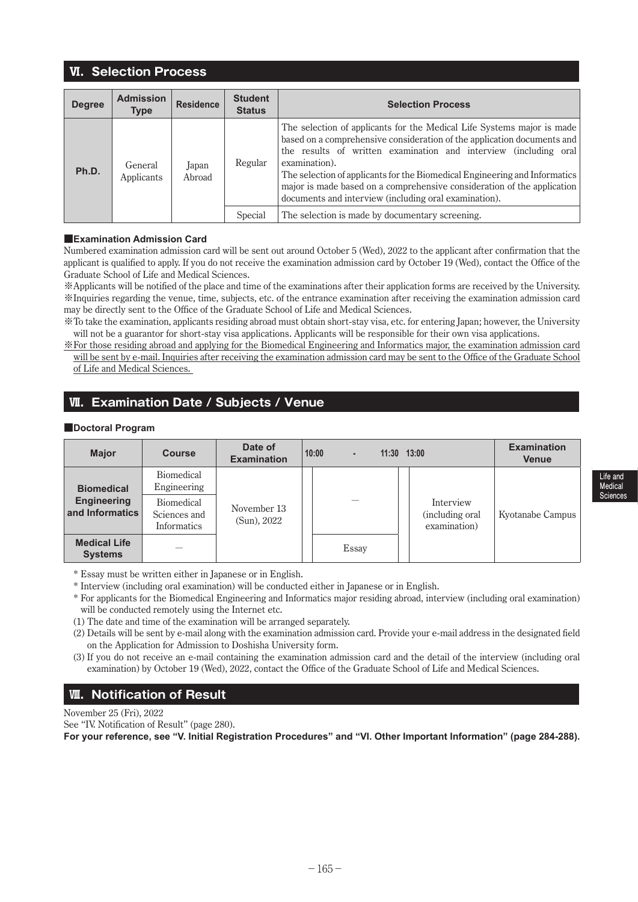## Ⅵ. Selection Process

| Degree | Admission Type | Residence | Student Status | Selection Process |
|---|---|---|---|---|
| Ph.D. | General Applicants | Japan Abroad | Regular | The selection of applicants for the Medical Life Systems major is made based on a comprehensive consideration of the application documents and the results of written examination and interview (including oral examination). The selection of applicants for the Biomedical Engineering and Informatics major is made based on a comprehensive consideration of the application documents and interview (including oral examination). |
| | | | Special | The selection is made by documentary screening. |

### ■Examination Admission Card

Numbered examination admission card will be sent out around October 5 (Wed), 2022 to the applicant after confirmation that the applicant is qualified to apply. If you do not receive the examination admission card by October 19 (Wed), contact the Office of the Graduate School of Life and Medical Sciences.

※Applicants will be notified of the place and time of the examinations after their application forms are received by the University.

※Inquiries regarding the venue, time, subjects, etc. of the entrance examination after receiving the examination admission card may be directly sent to the Office of the Graduate School of Life and Medical Sciences.

※To take the examination, applicants residing abroad must obtain short-stay visa, etc. for entering Japan; however, the University will not be a guarantor for short-stay visa applications. Applicants will be responsible for their own visa applications.

※For those residing abroad and applying for the Biomedical Engineering and Informatics major, the examination admission card will be sent by e-mail. Inquiries after receiving the examination admission card may be sent to the Office of the Graduate School of Life and Medical Sciences.

## Ⅶ. Examination Date / Subjects / Venue

### ■Doctoral Program

| Major | Course | Date of Examination | 10:00 - 11:30 | 13:00 | Examination Venue |
|---|---|---|---|---|---|
| Biomedical Engineering and Informatics | Biomedical Engineering | November 13 (Sun), 2022 | — | Interview (including oral examination) | Kyotanabe Campus |
| | Biomedical Sciences and Informatics | | | | |
| Medical Life Systems | — | | Essay | | |

\* Essay must be written either in Japanese or in English.

\* Interview (including oral examination) will be conducted either in Japanese or in English.

\* For applicants for the Biomedical Engineering and Informatics major residing abroad, interview (including oral examination) will be conducted remotely using the Internet etc.

(1) The date and time of the examination will be arranged separately.

(2) Details will be sent by e-mail along with the examination admission card. Provide your e-mail address in the designated field on the Application for Admission to Doshisha University form.

(3) If you do not receive an e-mail containing the examination admission card and the detail of the interview (including oral examination) by October 19 (Wed), 2022, contact the Office of the Graduate School of Life and Medical Sciences.

## Ⅷ. Notification of Result

November 25 (Fri), 2022

See "Ⅳ. Notification of Result" (page 280).

**For your reference, see "V. Initial Registration Procedures" and "VI. Other Important Information" (page 284-288).**